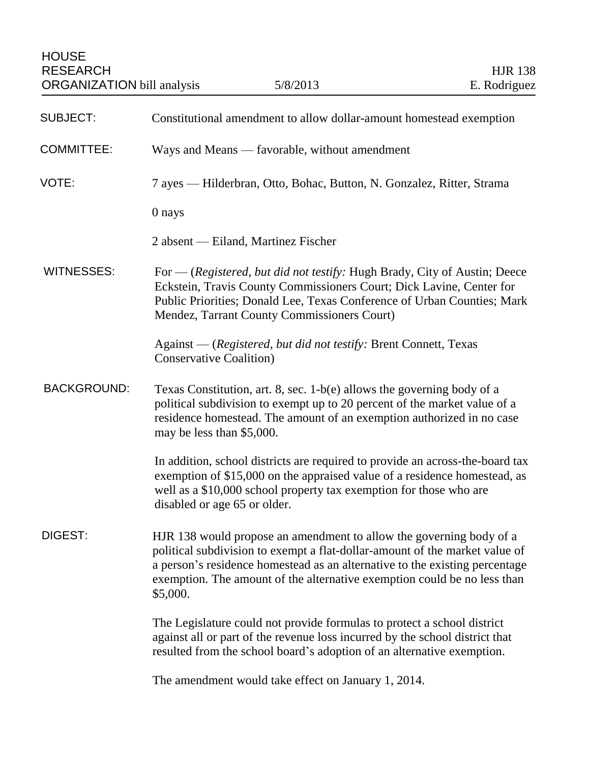HOUSE RESEARCH ORGANIZATION bill analysis

5/8/2013

HJR 138
E. Rodriguez

**SUBJECT:** Constitutional amendment to allow dollar-amount homestead exemption

**COMMITTEE:** Ways and Means — favorable, without amendment

**VOTE:** 7 ayes — Hilderbran, Otto, Bohac, Button, N. Gonzalez, Ritter, Strama

0 nays

2 absent — Eiland, Martinez Fischer

**WITNESSES:** For — (*Registered, but did not testify:* Hugh Brady, City of Austin; Deece Eckstein, Travis County Commissioners Court; Dick Lavine, Center for Public Priorities; Donald Lee, Texas Conference of Urban Counties; Mark Mendez, Tarrant County Commissioners Court)

Against — (*Registered, but did not testify:* Brent Connett, Texas Conservative Coalition)

**BACKGROUND:** Texas Constitution, art. 8, sec. 1-b(e) allows the governing body of a political subdivision to exempt up to 20 percent of the market value of a residence homestead. The amount of an exemption authorized in no case may be less than $5,000.

In addition, school districts are required to provide an across-the-board tax exemption of $15,000 on the appraised value of a residence homestead, as well as a $10,000 school property tax exemption for those who are disabled or age 65 or older.

**DIGEST:** HJR 138 would propose an amendment to allow the governing body of a political subdivision to exempt a flat-dollar-amount of the market value of a person's residence homestead as an alternative to the existing percentage exemption. The amount of the alternative exemption could be no less than $5,000.

The Legislature could not provide formulas to protect a school district against all or part of the revenue loss incurred by the school district that resulted from the school board's adoption of an alternative exemption.

The amendment would take effect on January 1, 2014.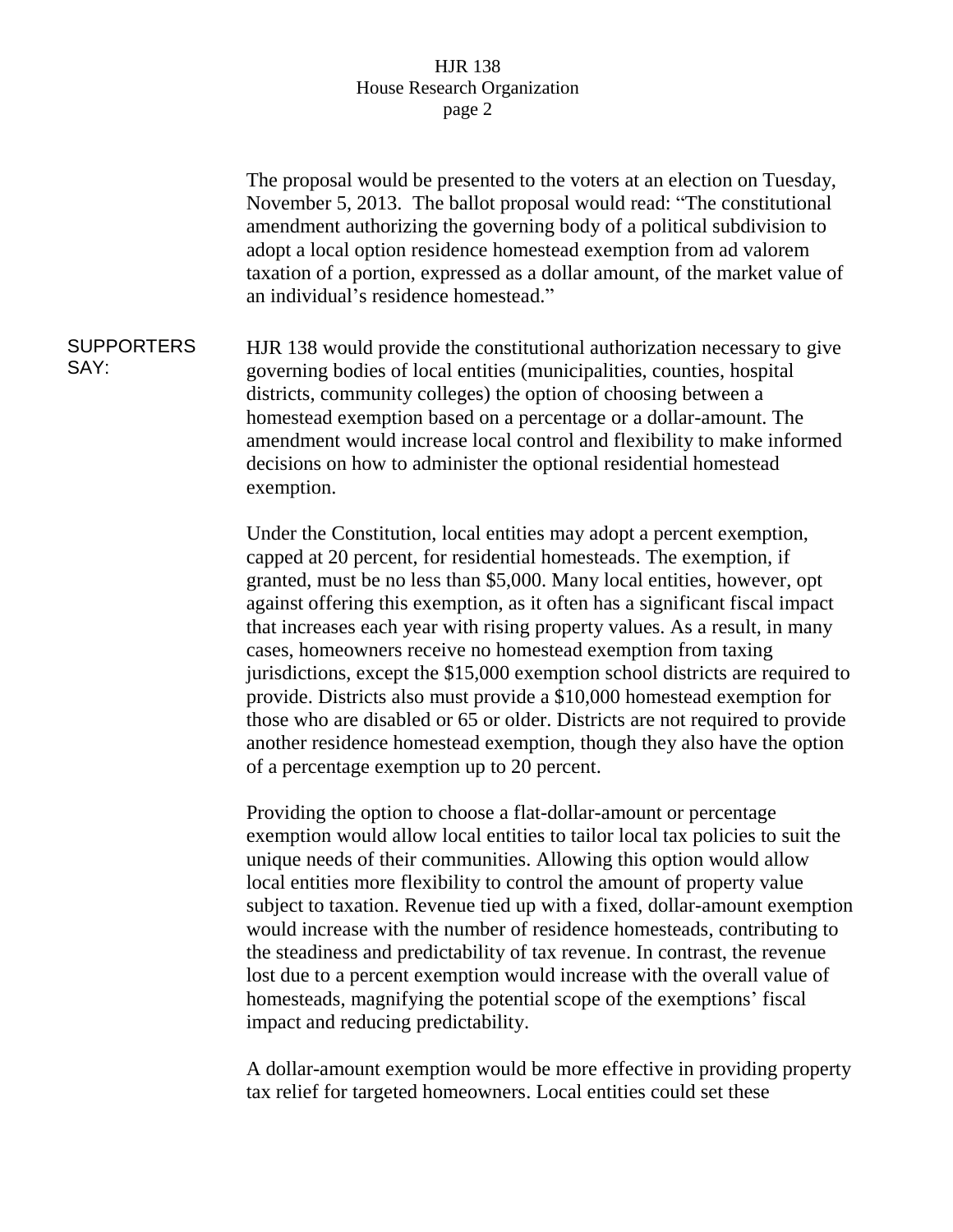The proposal would be presented to the voters at an election on Tuesday, November 5, 2013. The ballot proposal would read: "The constitutional amendment authorizing the governing body of a political subdivision to adopt a local option residence homestead exemption from ad valorem taxation of a portion, expressed as a dollar amount, of the market value of an individual's residence homestead."

**SUPPORTERS SAY:**

HJR 138 would provide the constitutional authorization necessary to give governing bodies of local entities (municipalities, counties, hospital districts, community colleges) the option of choosing between a homestead exemption based on a percentage or a dollar-amount. The amendment would increase local control and flexibility to make informed decisions on how to administer the optional residential homestead exemption.

Under the Constitution, local entities may adopt a percent exemption, capped at 20 percent, for residential homesteads. The exemption, if granted, must be no less than $5,000. Many local entities, however, opt against offering this exemption, as it often has a significant fiscal impact that increases each year with rising property values. As a result, in many cases, homeowners receive no homestead exemption from taxing jurisdictions, except the $15,000 exemption school districts are required to provide. Districts also must provide a $10,000 homestead exemption for those who are disabled or 65 or older. Districts are not required to provide another residence homestead exemption, though they also have the option of a percentage exemption up to 20 percent.

Providing the option to choose a flat-dollar-amount or percentage exemption would allow local entities to tailor local tax policies to suit the unique needs of their communities. Allowing this option would allow local entities more flexibility to control the amount of property value subject to taxation. Revenue tied up with a fixed, dollar-amount exemption would increase with the number of residence homesteads, contributing to the steadiness and predictability of tax revenue. In contrast, the revenue lost due to a percent exemption would increase with the overall value of homesteads, magnifying the potential scope of the exemptions' fiscal impact and reducing predictability.

A dollar-amount exemption would be more effective in providing property tax relief for targeted homeowners. Local entities could set these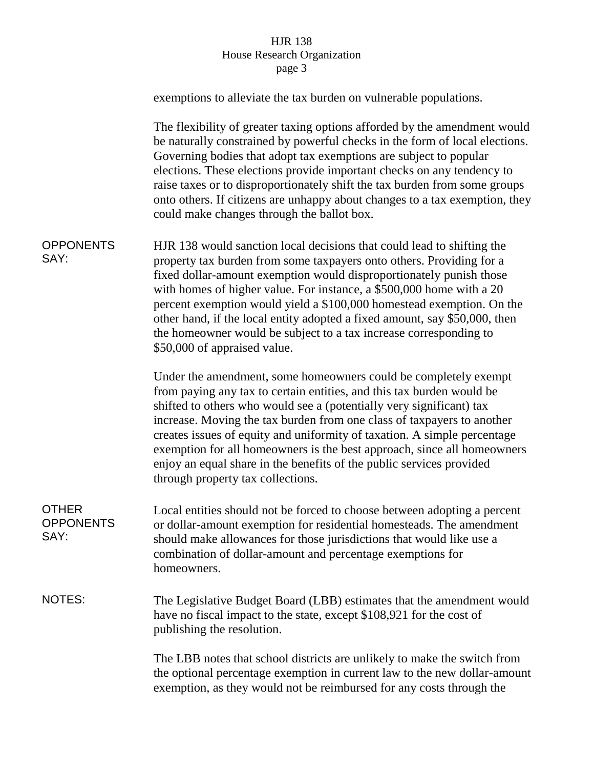exemptions to alleviate the tax burden on vulnerable populations.

The flexibility of greater taxing options afforded by the amendment would be naturally constrained by powerful checks in the form of local elections. Governing bodies that adopt tax exemptions are subject to popular elections. These elections provide important checks on any tendency to raise taxes or to disproportionately shift the tax burden from some groups onto others. If citizens are unhappy about changes to a tax exemption, they could make changes through the ballot box.

**OPPONENTS SAY:**

HJR 138 would sanction local decisions that could lead to shifting the property tax burden from some taxpayers onto others. Providing for a fixed dollar-amount exemption would disproportionately punish those with homes of higher value. For instance, a $500,000 home with a 20 percent exemption would yield a $100,000 homestead exemption. On the other hand, if the local entity adopted a fixed amount, say $50,000, then the homeowner would be subject to a tax increase corresponding to $50,000 of appraised value.

Under the amendment, some homeowners could be completely exempt from paying any tax to certain entities, and this tax burden would be shifted to others who would see a (potentially very significant) tax increase. Moving the tax burden from one class of taxpayers to another creates issues of equity and uniformity of taxation. A simple percentage exemption for all homeowners is the best approach, since all homeowners enjoy an equal share in the benefits of the public services provided through property tax collections.

**OTHER OPPONENTS SAY:**

Local entities should not be forced to choose between adopting a percent or dollar-amount exemption for residential homesteads. The amendment should make allowances for those jurisdictions that would like use a combination of dollar-amount and percentage exemptions for homeowners.

**NOTES:**

The Legislative Budget Board (LBB) estimates that the amendment would have no fiscal impact to the state, except $108,921 for the cost of publishing the resolution.

The LBB notes that school districts are unlikely to make the switch from the optional percentage exemption in current law to the new dollar-amount exemption, as they would not be reimbursed for any costs through the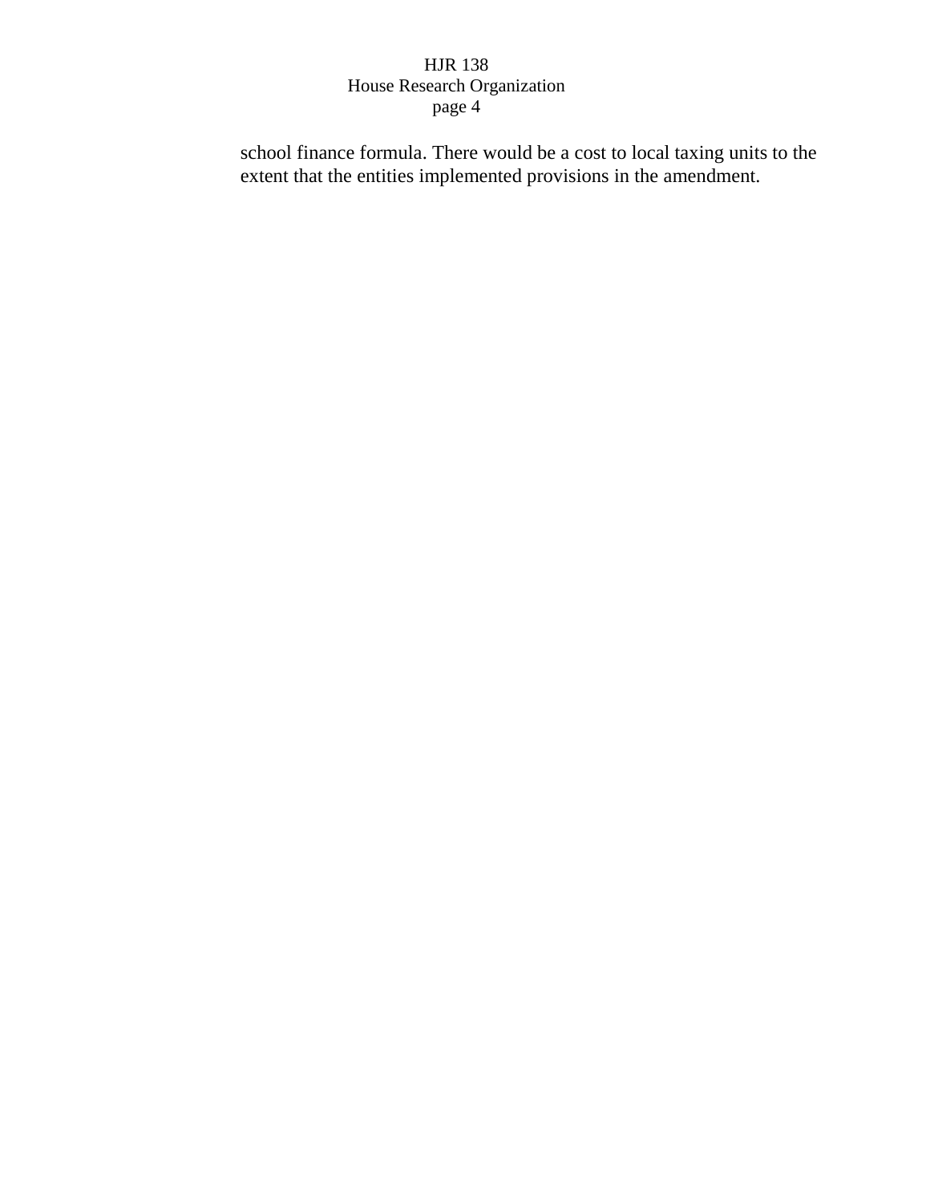school finance formula. There would be a cost to local taxing units to the extent that the entities implemented provisions in the amendment.